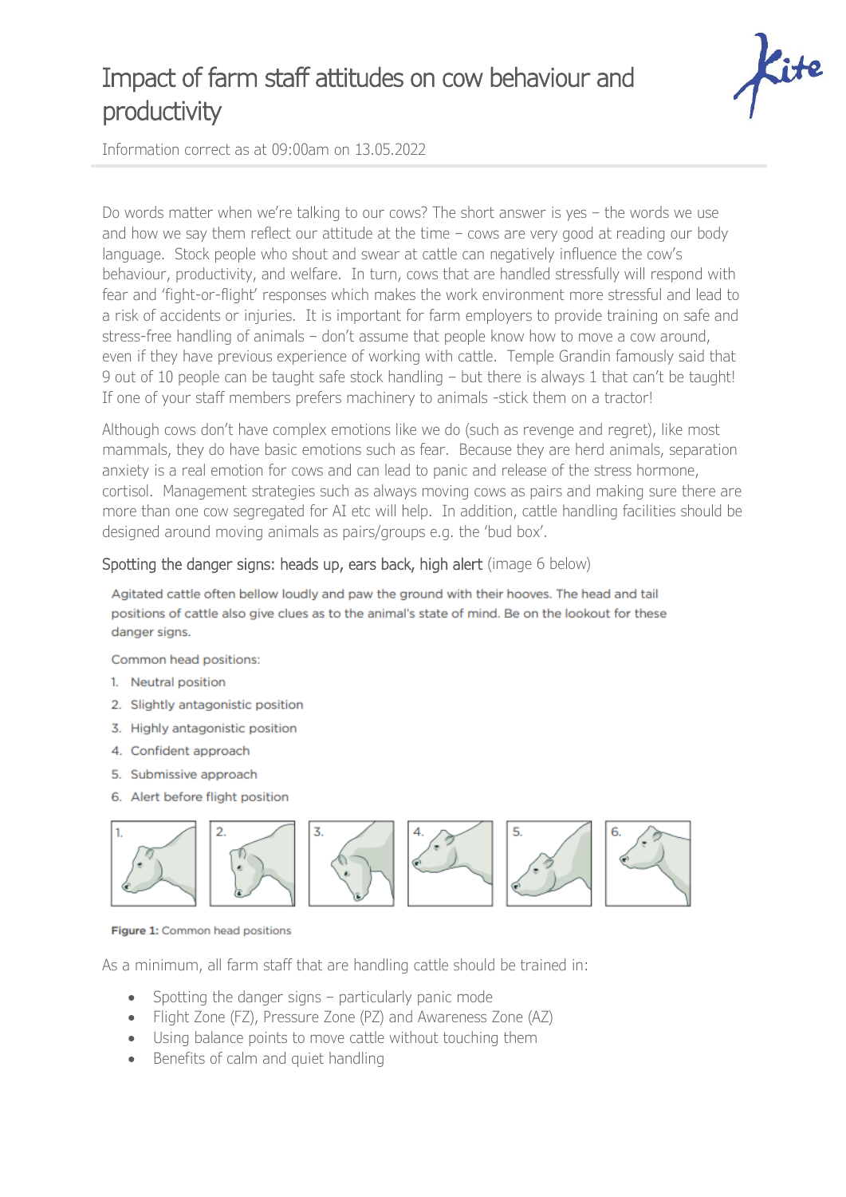# Impact of farm staff attitudes on cow behaviour and productivity

Information correct as at 09:00am on 13.05.2022

Do words matter when we're talking to our cows? The short answer is yes – the words we use and how we say them reflect our attitude at the time – cows are very good at reading our body language. Stock people who shout and swear at cattle can negatively influence the cow's behaviour, productivity, and welfare. In turn, cows that are handled stressfully will respond with fear and 'fight-or-flight' responses which makes the work environment more stressful and lead to a risk of accidents or injuries. It is important for farm employers to provide training on safe and stress-free handling of animals – don't assume that people know how to move a cow around, even if they have previous experience of working with cattle. Temple Grandin famously said that 9 out of 10 people can be taught safe stock handling – but there is always 1 that can't be taught! If one of your staff members prefers machinery to animals -stick them on a tractor!

Although cows don't have complex emotions like we do (such as revenge and regret), like most mammals, they do have basic emotions such as fear. Because they are herd animals, separation anxiety is a real emotion for cows and can lead to panic and release of the stress hormone, cortisol. Management strategies such as always moving cows as pairs and making sure there are more than one cow segregated for AI etc will help. In addition, cattle handling facilities should be designed around moving animals as pairs/groups e.g. the 'bud box'.

## Spotting the danger signs: heads up, ears back, high alert (image 6 below)

Agitated cattle often bellow loudly and paw the ground with their hooves. The head and tail positions of cattle also give clues as to the animal's state of mind. Be on the lookout for these danger signs.

Common head positions:

1. Neutral position
2. Slightly antagonistic position
3. Highly antagonistic position
4. Confident approach
5. Submissive approach
6. Alert before flight position

**Figure 1:** Common head positions

As a minimum, all farm staff that are handling cattle should be trained in:

- Spotting the danger signs – particularly panic mode
- Flight Zone (FZ), Pressure Zone (PZ) and Awareness Zone (AZ)
- Using balance points to move cattle without touching them
- Benefits of calm and quiet handling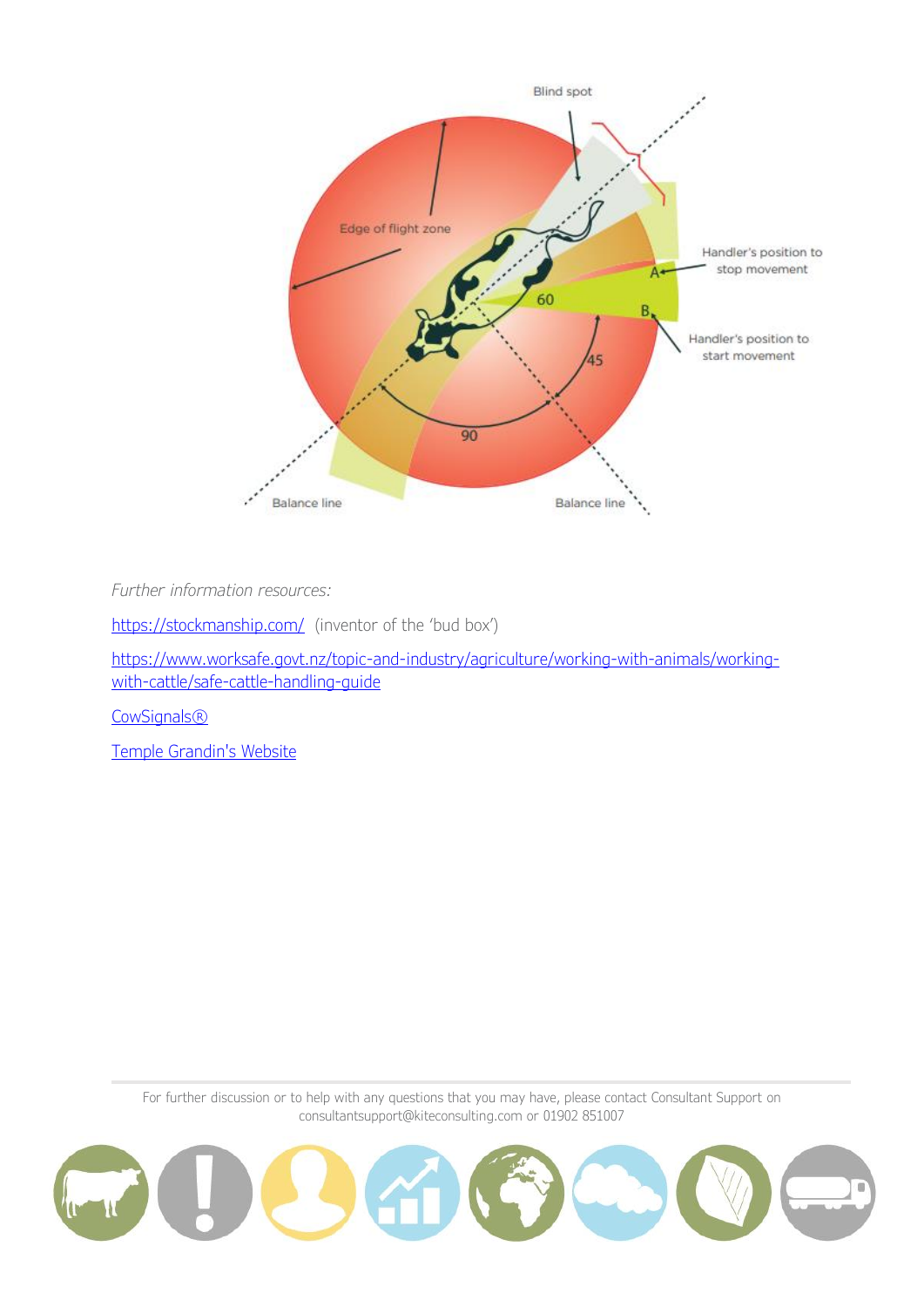Blind spot

Edge of flight zone

Handler's position to stop movement

A

B

Handler's position to start movement

60

45

90

Balance line

Balance line

*Further information resources:*

[https://stockmanship.com/](https://stockmanship.com/) (inventor of the 'bud box')

[https://www.worksafe.govt.nz/topic-and-industry/agriculture/working-with-animals/working-with-cattle/safe-cattle-handling-guide](https://www.worksafe.govt.nz/topic-and-industry/agriculture/working-with-animals/working-with-cattle/safe-cattle-handling-guide)

CowSignals®

Temple Grandin's Website

For further discussion or to help with any questions that you may have, please contact Consultant Support on consultantsupport@kiteconsulting.com or 01902 851007